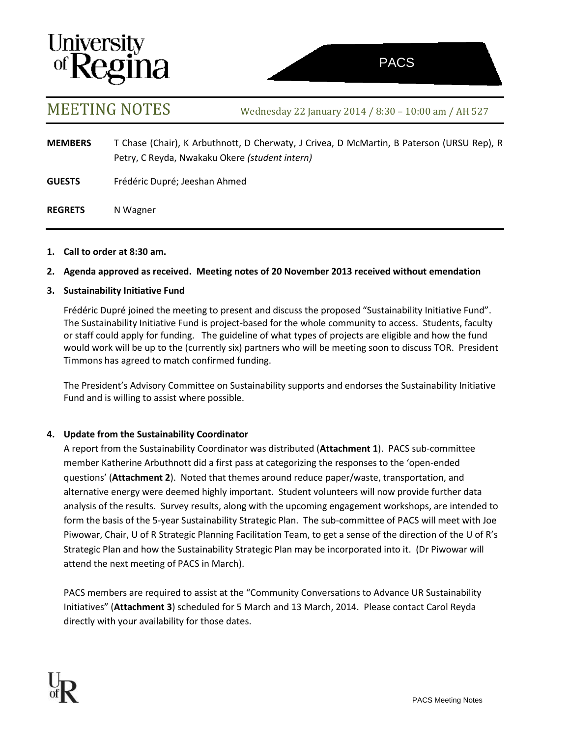University of Regina

PACS

# MEETING NOTES

Wednesday 22 January 2014 / 8:30 – 10:00 am / AH 527

**MEMBERS** T Chase (Chair), K Arbuthnott, D Cherwaty, J Crivea, D McMartin, B Paterson (URSU Rep), R Petry, C Reyda, Nwakaku Okere *(student intern)*

**GUESTS** Frédéric Dupré; Jeeshan Ahmed

**REGRETS** N Wagner

1. **Call to order at 8:30 am.**

2. **Agenda approved as received. Meeting notes of 20 November 2013 received without emendation**

3. **Sustainability Initiative Fund**

   Frédéric Dupré joined the meeting to present and discuss the proposed "Sustainability Initiative Fund". The Sustainability Initiative Fund is project-based for the whole community to access. Students, faculty or staff could apply for funding. The guideline of what types of projects are eligible and how the fund would work will be up to the (currently six) partners who will be meeting soon to discuss TOR. President Timmons has agreed to match confirmed funding.

   The President's Advisory Committee on Sustainability supports and endorses the Sustainability Initiative Fund and is willing to assist where possible.

4. **Update from the Sustainability Coordinator**

   A report from the Sustainability Coordinator was distributed (**Attachment 1**). PACS sub-committee member Katherine Arbuthnott did a first pass at categorizing the responses to the 'open-ended questions' (**Attachment 2**). Noted that themes around reduce paper/waste, transportation, and alternative energy were deemed highly important. Student volunteers will now provide further data analysis of the results. Survey results, along with the upcoming engagement workshops, are intended to form the basis of the 5-year Sustainability Strategic Plan. The sub-committee of PACS will meet with Joe Piwowar, Chair, U of R Strategic Planning Facilitation Team, to get a sense of the direction of the U of R's Strategic Plan and how the Sustainability Strategic Plan may be incorporated into it. (Dr Piwowar will attend the next meeting of PACS in March).

   PACS members are required to assist at the "Community Conversations to Advance UR Sustainability Initiatives" (**Attachment 3**) scheduled for 5 March and 13 March, 2014. Please contact Carol Reyda directly with your availability for those dates.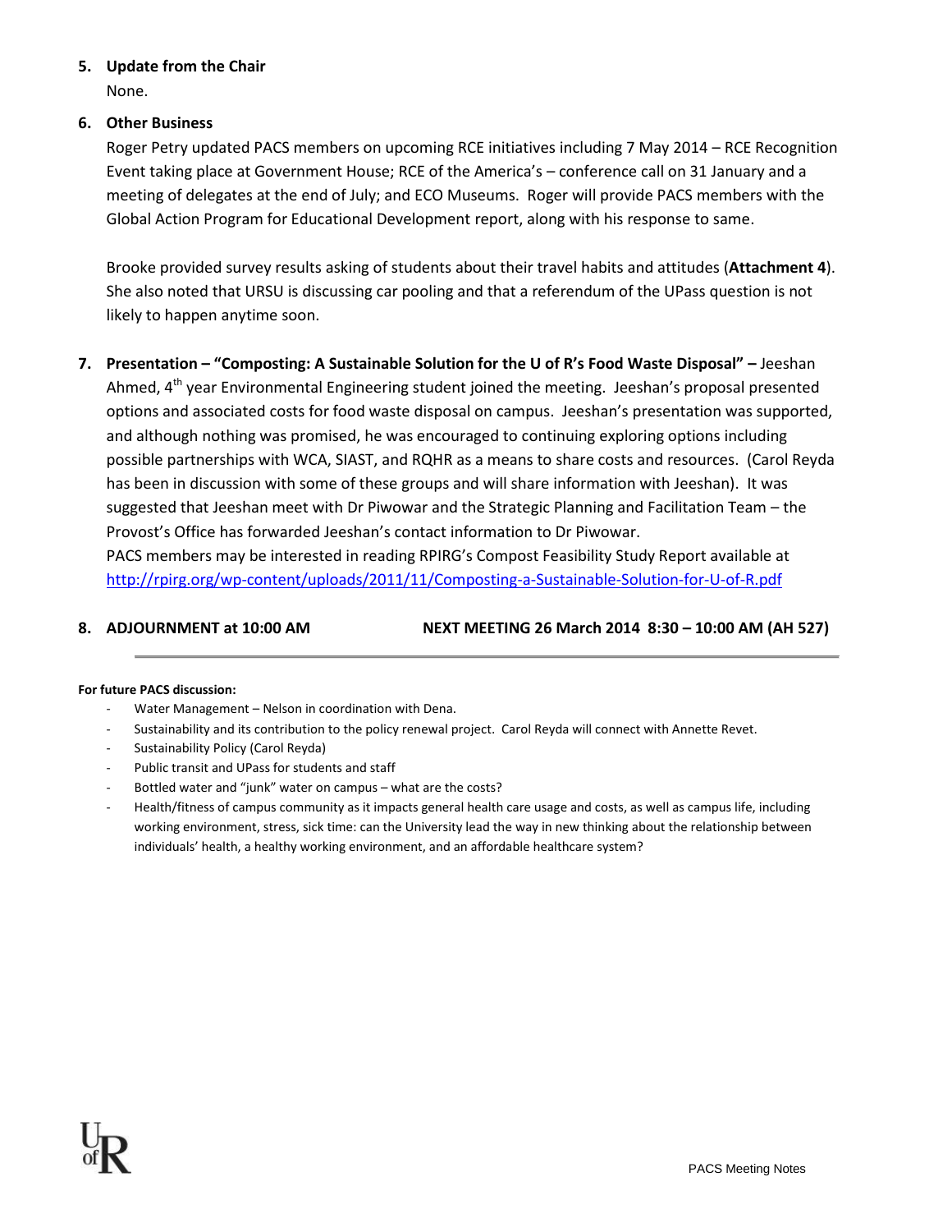5. **Update from the Chair**

   None.

6. **Other Business**

   Roger Petry updated PACS members on upcoming RCE initiatives including 7 May 2014 – RCE Recognition Event taking place at Government House; RCE of the America's – conference call on 31 January and a meeting of delegates at the end of July; and ECO Museums. Roger will provide PACS members with the Global Action Program for Educational Development report, along with his response to same.

   Brooke provided survey results asking of students about their travel habits and attitudes (**Attachment 4**). She also noted that URSU is discussing car pooling and that a referendum of the UPass question is not likely to happen anytime soon.

7. **Presentation – "Composting: A Sustainable Solution for the U of R's Food Waste Disposal" –** Jeeshan Ahmed, 4th year Environmental Engineering student joined the meeting. Jeeshan's proposal presented options and associated costs for food waste disposal on campus. Jeeshan's presentation was supported, and although nothing was promised, he was encouraged to continuing exploring options including possible partnerships with WCA, SIAST, and RQHR as a means to share costs and resources. (Carol Reyda has been in discussion with some of these groups and will share information with Jeeshan). It was suggested that Jeeshan meet with Dr Piwowar and the Strategic Planning and Facilitation Team – the Provost's Office has forwarded Jeeshan's contact information to Dr Piwowar.

   PACS members may be interested in reading RPIRG's Compost Feasibility Study Report available at http://rpirg.org/wp-content/uploads/2011/11/Composting-a-Sustainable-Solution-for-U-of-R.pdf

8. **ADJOURNMENT at 10:00 AM** **NEXT MEETING 26 March 2014 8:30 – 10:00 AM (AH 527)**

---

**For future PACS discussion:**

- Water Management – Nelson in coordination with Dena.
- Sustainability and its contribution to the policy renewal project. Carol Reyda will connect with Annette Revet.
- Sustainability Policy (Carol Reyda)
- Public transit and UPass for students and staff
- Bottled water and "junk" water on campus – what are the costs?
- Health/fitness of campus community as it impacts general health care usage and costs, as well as campus life, including working environment, stress, sick time: can the University lead the way in new thinking about the relationship between individuals' health, a healthy working environment, and an affordable healthcare system?